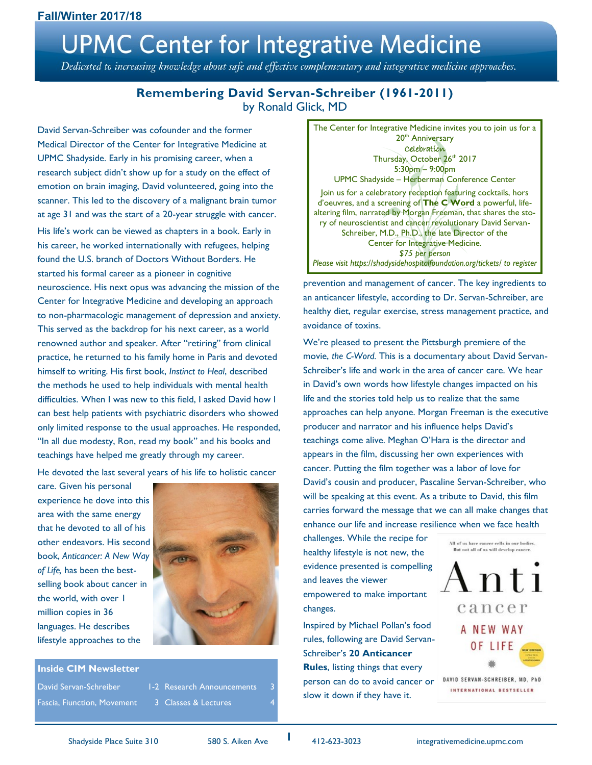Fall/Winter 2017/18

# UPMC Center for Integrative Medicine

*Dedicated to increasing knowledge about safe and effective complementary and integrative medicine approaches.*

## Remembering David Servan-Schreiber (1961-2011)

by Ronald Glick, MD

David Servan-Schreiber was cofounder and the former Medical Director of the Center for Integrative Medicine at UPMC Shadyside. Early in his promising career, when a research subject didn't show up for a study on the effect of emotion on brain imaging, David volunteered, going into the scanner. This led to the discovery of a malignant brain tumor at age 31 and was the start of a 20-year struggle with cancer.

His life's work can be viewed as chapters in a book. Early in his career, he worked internationally with refugees, helping found the U.S. branch of Doctors Without Borders. He started his formal career as a pioneer in cognitive neuroscience. His next opus was advancing the mission of the Center for Integrative Medicine and developing an approach to non-pharmacologic management of depression and anxiety. This served as the backdrop for his next career, as a world renowned author and speaker. After "retiring" from clinical practice, he returned to his family home in Paris and devoted himself to writing. His first book, *Instinct to Heal*, described the methods he used to help individuals with mental health difficulties. When I was new to this field, I asked David how I can best help patients with psychiatric disorders who showed only limited response to the usual approaches. He responded, "In all due modesty, Ron, read my book" and his books and teachings have helped me greatly through my career.

He devoted the last several years of his life to holistic cancer care. Given his personal experience he dove into this area with the same energy that he devoted to all of his other endeavors. His second book, *Anticancer: A New Way of Life,* has been the best-selling book about cancer in the world, with over 1 million copies in 36 languages. He describes lifestyle approaches to the prevention and management of cancer. The key ingredients to an anticancer lifestyle, according to Dr. Servan-Schreiber, are healthy diet, regular exercise, stress management practice, and avoidance of toxins.

> The Center for Integrative Medicine invites you to join us for a 20th Anniversary Celebration
> Thursday, October 26th 2017
> 5:30pm – 9:00pm
> UPMC Shadyside – Herberman Conference Center
>
> Join us for a celebratory reception featuring cocktails, hors d'oeuvres, and a screening of **The C Word** a powerful, life-altering film, narrated by Morgan Freeman, that shares the story of neuroscientist and cancer revolutionary David Servan-Schreiber, M.D., Ph.D., the late Director of the Center for Integrative Medicine.
>
> *$75 per person*
>
> *Please visit https://shadysidehospitalfoundation.org/tickets/ to register*

We're pleased to present the Pittsburgh premiere of the movie, *the C-Word.* This is a documentary about David Servan-Schreiber's life and work in the area of cancer care. We hear in David's own words how lifestyle changes impacted on his life and the stories told help us to realize that the same approaches can help anyone. Morgan Freeman is the executive producer and narrator and his influence helps David's teachings come alive. Meghan O'Hara is the director and appears in the film, discussing her own experiences with cancer. Putting the film together was a labor of love for David's cousin and producer, Pascaline Servan-Schreiber, who will be speaking at this event. As a tribute to David, this film carries forward the message that we can all make changes that enhance our life and increase resilience when we face health challenges. While the recipe for healthy lifestyle is not new, the evidence presented is compelling and leaves the viewer empowered to make important changes.

Inspired by Michael Pollan's food rules, following are David Servan-Schreiber's **20 Anticancer Rules**, listing things that every person can do to avoid cancer or slow it down if they have it.

### Inside CIM Newsletter

| | | | |
|---|---|---|---|
| David Servan-Schreiber | 1-2 | Research Announcements | 3 |
| Fascia, Fiunction, Movement | 3 | Classes & Lectures | 4 |

Shadyside Place Suite 310 | 580 S. Aiken Ave | 412-623-3023 | integrativemedicine.upmc.com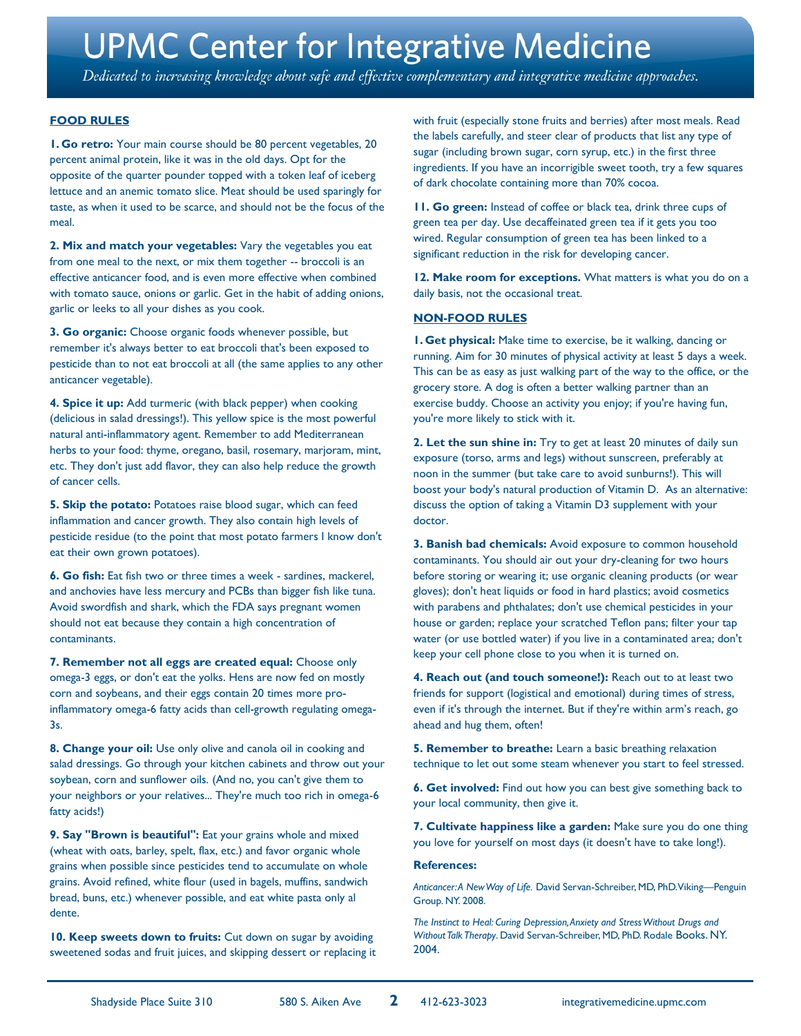# UPMC Center for Integrative Medicine

*Dedicated to increasing knowledge about safe and effective complementary and integrative medicine approaches.*

## FOOD RULES

**1. Go retro:** Your main course should be 80 percent vegetables, 20 percent animal protein, like it was in the old days. Opt for the opposite of the quarter pounder topped with a token leaf of iceberg lettuce and an anemic tomato slice. Meat should be used sparingly for taste, as when it used to be scarce, and should not be the focus of the meal.

**2. Mix and match your vegetables:** Vary the vegetables you eat from one meal to the next, or mix them together -- broccoli is an effective anticancer food, and is even more effective when combined with tomato sauce, onions or garlic. Get in the habit of adding onions, garlic or leeks to all your dishes as you cook.

**3. Go organic:** Choose organic foods whenever possible, but remember it's always better to eat broccoli that's been exposed to pesticide than to not eat broccoli at all (the same applies to any other anticancer vegetable).

**4. Spice it up:** Add turmeric (with black pepper) when cooking (delicious in salad dressings!). This yellow spice is the most powerful natural anti-inflammatory agent. Remember to add Mediterranean herbs to your food: thyme, oregano, basil, rosemary, marjoram, mint, etc. They don't just add flavor, they can also help reduce the growth of cancer cells.

**5. Skip the potato:** Potatoes raise blood sugar, which can feed inflammation and cancer growth. They also contain high levels of pesticide residue (to the point that most potato farmers I know don't eat their own grown potatoes).

**6. Go fish:** Eat fish two or three times a week - sardines, mackerel, and anchovies have less mercury and PCBs than bigger fish like tuna. Avoid swordfish and shark, which the FDA says pregnant women should not eat because they contain a high concentration of contaminants.

**7. Remember not all eggs are created equal:** Choose only omega-3 eggs, or don't eat the yolks. Hens are now fed on mostly corn and soybeans, and their eggs contain 20 times more pro-inflammatory omega-6 fatty acids than cell-growth regulating omega-3s.

**8. Change your oil:** Use only olive and canola oil in cooking and salad dressings. Go through your kitchen cabinets and throw out your soybean, corn and sunflower oils. (And no, you can't give them to your neighbors or your relatives... They're much too rich in omega-6 fatty acids!)

**9. Say "Brown is beautiful":** Eat your grains whole and mixed (wheat with oats, barley, spelt, flax, etc.) and favor organic whole grains when possible since pesticides tend to accumulate on whole grains. Avoid refined, white flour (used in bagels, muffins, sandwich bread, buns, etc.) whenever possible, and eat white pasta only al dente.

**10. Keep sweets down to fruits:** Cut down on sugar by avoiding sweetened sodas and fruit juices, and skipping dessert or replacing it with fruit (especially stone fruits and berries) after most meals. Read the labels carefully, and steer clear of products that list any type of sugar (including brown sugar, corn syrup, etc.) in the first three ingredients. If you have an incorrigible sweet tooth, try a few squares of dark chocolate containing more than 70% cocoa.

**11. Go green:** Instead of coffee or black tea, drink three cups of green tea per day. Use decaffeinated green tea if it gets you too wired. Regular consumption of green tea has been linked to a significant reduction in the risk for developing cancer.

**12. Make room for exceptions.** What matters is what you do on a daily basis, not the occasional treat.

## NON-FOOD RULES

**1. Get physical:** Make time to exercise, be it walking, dancing or running. Aim for 30 minutes of physical activity at least 5 days a week. This can be as easy as just walking part of the way to the office, or the grocery store. A dog is often a better walking partner than an exercise buddy. Choose an activity you enjoy; if you're having fun, you're more likely to stick with it.

**2. Let the sun shine in:** Try to get at least 20 minutes of daily sun exposure (torso, arms and legs) without sunscreen, preferably at noon in the summer (but take care to avoid sunburns!). This will boost your body's natural production of Vitamin D. As an alternative: discuss the option of taking a Vitamin D3 supplement with your doctor.

**3. Banish bad chemicals:** Avoid exposure to common household contaminants. You should air out your dry-cleaning for two hours before storing or wearing it; use organic cleaning products (or wear gloves); don't heat liquids or food in hard plastics; avoid cosmetics with parabens and phthalates; don't use chemical pesticides in your house or garden; replace your scratched Teflon pans; filter your tap water (or use bottled water) if you live in a contaminated area; don't keep your cell phone close to you when it is turned on.

**4. Reach out (and touch someone!):** Reach out to at least two friends for support (logistical and emotional) during times of stress, even if it's through the internet. But if they're within arm's reach, go ahead and hug them, often!

**5. Remember to breathe:** Learn a basic breathing relaxation technique to let out some steam whenever you start to feel stressed.

**6. Get involved:** Find out how you can best give something back to your local community, then give it.

**7. Cultivate happiness like a garden:** Make sure you do one thing you love for yourself on most days (it doesn't have to take long!).

**References:**

*Anticancer: A New Way of Life.* David Servan-Schreiber, MD, PhD. Viking—Penguin Group. NY. 2008.

*The Instinct to Heal: Curing Depression, Anxiety and Stress Without Drugs and Without Talk Therapy.* David Servan-Schreiber, MD, PhD. Rodale Books. NY. 2004.

Shadyside Place Suite 310 | 580 S. Aiken Ave | 412-623-3023 | integrativemedicine.upmc.com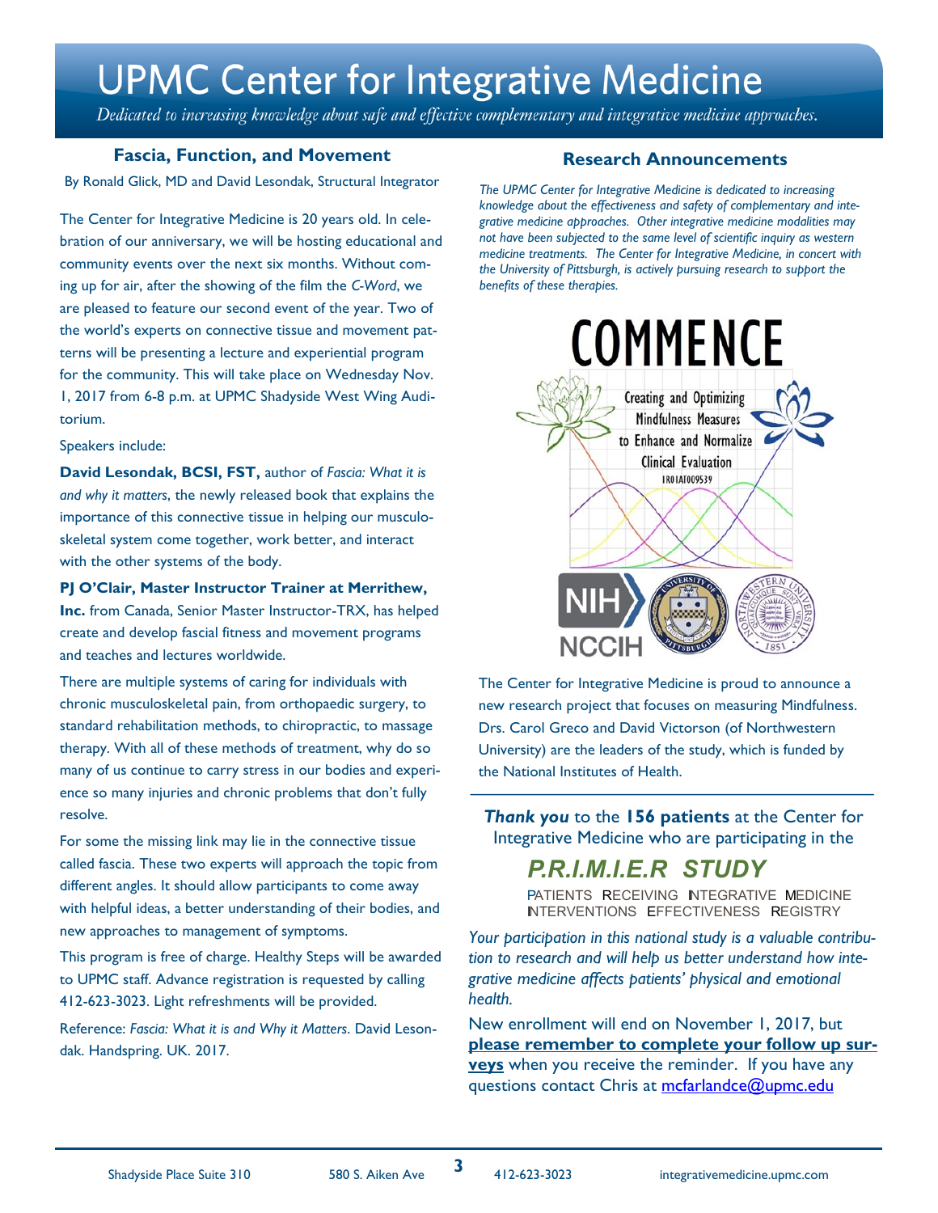# UPMC Center for Integrative Medicine

*Dedicated to increasing knowledge about safe and effective complementary and integrative medicine approaches.*

## Fascia, Function, and Movement

By Ronald Glick, MD and David Lesondak, Structural Integrator

The Center for Integrative Medicine is 20 years old. In celebration of our anniversary, we will be hosting educational and community events over the next six months. Without coming up for air, after the showing of the film the *C-Word*, we are pleased to feature our second event of the year. Two of the world's experts on connective tissue and movement patterns will be presenting a lecture and experiential program for the community. This will take place on Wednesday Nov. 1, 2017 from 6-8 p.m. at UPMC Shadyside West Wing Auditorium.

Speakers include:

**David Lesondak, BCSI, FST,** author of *Fascia: What it is and why it matters*, the newly released book that explains the importance of this connective tissue in helping our musculoskeletal system come together, work better, and interact with the other systems of the body.

**PJ O'Clair, Master Instructor Trainer at Merrithew, Inc.** from Canada, Senior Master Instructor-TRX, has helped create and develop fascial fitness and movement programs and teaches and lectures worldwide.

There are multiple systems of caring for individuals with chronic musculoskeletal pain, from orthopaedic surgery, to standard rehabilitation methods, to chiropractic, to massage therapy. With all of these methods of treatment, why do so many of us continue to carry stress in our bodies and experience so many injuries and chronic problems that don't fully resolve.

For some the missing link may lie in the connective tissue called fascia. These two experts will approach the topic from different angles. It should allow participants to come away with helpful ideas, a better understanding of their bodies, and new approaches to management of symptoms.

This program is free of charge. Healthy Steps will be awarded to UPMC staff. Advance registration is requested by calling 412-623-3023. Light refreshments will be provided.

Reference: *Fascia: What it is and Why it Matters*. David Lesondak. Handspring. UK. 2017.

## Research Announcements

*The UPMC Center for Integrative Medicine is dedicated to increasing knowledge about the effectiveness and safety of complementary and integrative medicine approaches. Other integrative medicine modalities may not have been subjected to the same level of scientific inquiry as western medicine treatments. The Center for Integrative Medicine, in concert with the University of Pittsburgh, is actively pursuing research to support the benefits of these therapies.*

**COMMENCE**

Creating and Optimizing Mindfulness Measures to Enhance and Normalize Clinical Evaluation

1R01AT009539

NIH NCCIH

The Center for Integrative Medicine is proud to announce a new research project that focuses on measuring Mindfulness. Drs. Carol Greco and David Victorson (of Northwestern University) are the leaders of the study, which is funded by the National Institutes of Health.

---

***Thank you*** to the **156 patients** at the Center for Integrative Medicine who are participating in the

### *P.R.I.M.I.E.R STUDY*

PATIENTS RECEIVING INTEGRATIVE MEDICINE INTERVENTIONS EFFECTIVENESS REGISTRY

*Your participation in this national study is a valuable contribution to research and will help us better understand how integrative medicine affects patients' physical and emotional health.*

New enrollment will end on November 1, 2017, but **please remember to complete your follow up surveys** when you receive the reminder. If you have any questions contact Chris at mcfarlandce@upmc.edu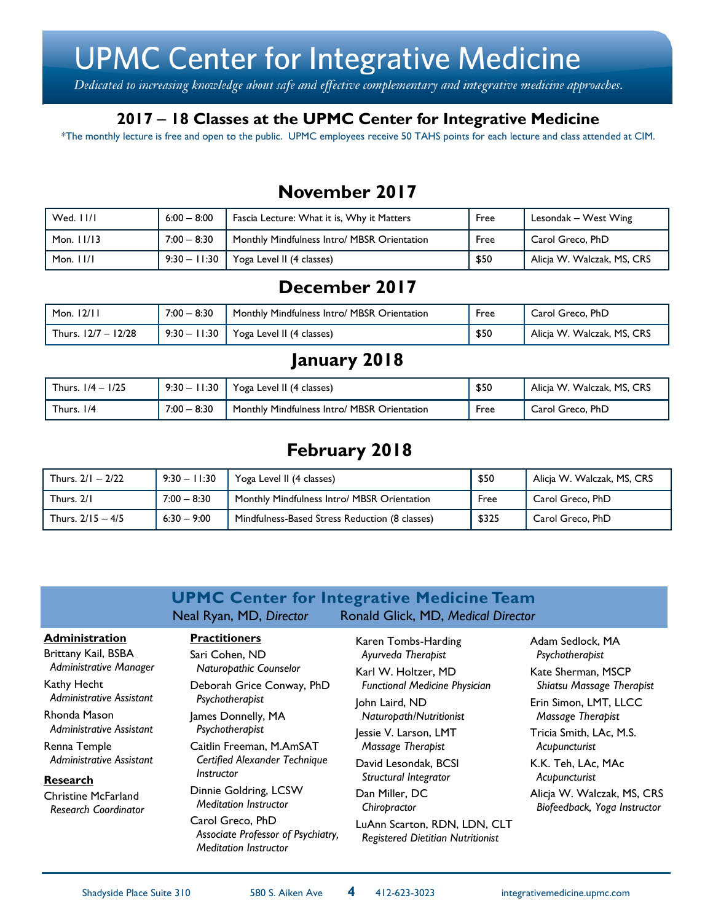# UPMC Center for Integrative Medicine

*Dedicated to increasing knowledge about safe and effective complementary and integrative medicine approaches.*

## 2017 – 18 Classes at the UPMC Center for Integrative Medicine

*The monthly lecture is free and open to the public. UPMC employees receive 50 TAHS points for each lecture and class attended at CIM.

## November 2017

| | | | | |
|---|---|---|---|---|
| Wed. 11/1 | 6:00 – 8:00 | Fascia Lecture: What it is, Why it Matters | Free | Lesondak – West Wing |
| Mon. 11/13 | 7:00 – 8:30 | Monthly Mindfulness Intro/ MBSR Orientation | Free | Carol Greco, PhD |
| Mon. 11/1 | 9:30 – 11:30 | Yoga Level II (4 classes) | $50 | Alicja W. Walczak, MS, CRS |

## December 2017

| | | | | |
|---|---|---|---|---|
| Mon. 12/11 | 7:00 – 8:30 | Monthly Mindfulness Intro/ MBSR Orientation | Free | Carol Greco, PhD |
| Thurs. 12/7 – 12/28 | 9:30 – 11:30 | Yoga Level II (4 classes) | $50 | Alicja W. Walczak, MS, CRS |

## January 2018

| | | | | |
|---|---|---|---|---|
| Thurs. 1/4 – 1/25 | 9:30 – 11:30 | Yoga Level II (4 classes) | $50 | Alicja W. Walczak, MS, CRS |
| Thurs. 1/4 | 7:00 – 8:30 | Monthly Mindfulness Intro/ MBSR Orientation | Free | Carol Greco, PhD |

## February 2018

| | | | | |
|---|---|---|---|---|
| Thurs. 2/1 – 2/22 | 9:30 – 11:30 | Yoga Level II (4 classes) | $50 | Alicja W. Walczak, MS, CRS |
| Thurs. 2/1 | 7:00 – 8:30 | Monthly Mindfulness Intro/ MBSR Orientation | Free | Carol Greco, PhD |
| Thurs. 2/15 – 4/5 | 6:30 – 9:00 | Mindfulness-Based Stress Reduction (8 classes) | $325 | Carol Greco, PhD |

## UPMC Center for Integrative Medicine Team

Neal Ryan, MD, *Director*    Ronald Glick, MD, *Medical Director*

**Administration**

Brittany Kail, BSBA
*Administrative Manager*

Kathy Hecht
*Administrative Assistant*

Rhonda Mason
*Administrative Assistant*

Renna Temple
*Administrative Assistant*

**Research**

Christine McFarland
*Research Coordinator*

**Practitioners**

Sari Cohen, ND
*Naturopathic Counselor*

Deborah Grice Conway, PhD
*Psychotherapist*

James Donnelly, MA
*Psychotherapist*

Caitlin Freeman, M.AmSAT
*Certified Alexander Technique Instructor*

Dinnie Goldring, LCSW
*Meditation Instructor*

Carol Greco, PhD
*Associate Professor of Psychiatry, Meditation Instructor*

Karen Tombs-Harding
*Ayurveda Therapist*

Karl W. Holtzer, MD
*Functional Medicine Physician*

John Laird, ND
*Naturopath/Nutritionist*

Jessie V. Larson, LMT
*Massage Therapist*

David Lesondak, BCSI
*Structural Integrator*

Dan Miller, DC
*Chiropractor*

LuAnn Scarton, RDN, LDN, CLT
*Registered Dietitian Nutritionist*

Adam Sedlock, MA
*Psychotherapist*

Kate Sherman, MSCP
*Shiatsu Massage Therapist*

Erin Simon, LMT, LLCC
*Massage Therapist*

Tricia Smith, LAc, M.S.
*Acupuncturist*

K.K. Teh, LAc, MAc
*Acupuncturist*

Alicja W. Walczak, MS, CRS
*Biofeedback, Yoga Instructor*

Shadyside Place Suite 310    580 S. Aiken Ave    412-623-3023    integrativemedicine.upmc.com